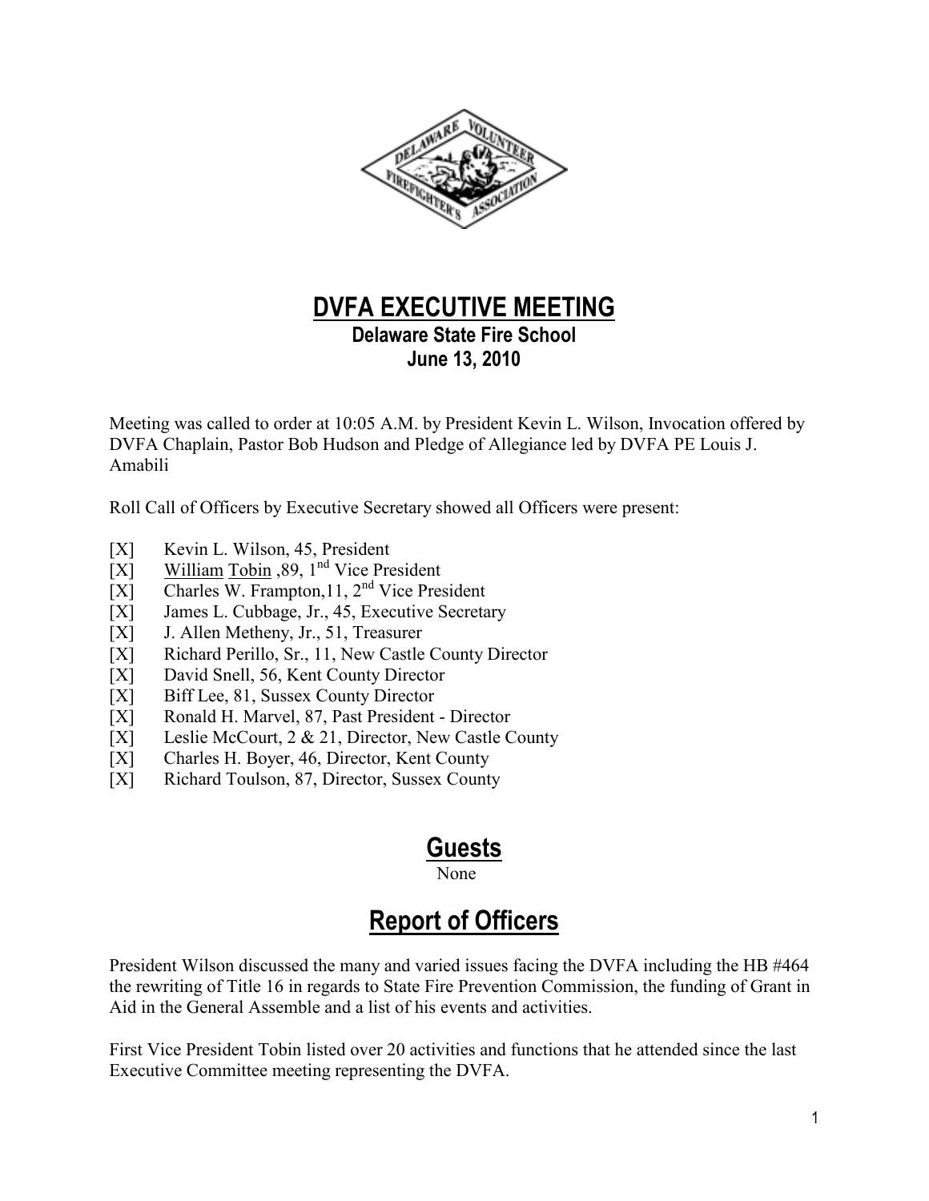# DVFA EXECUTIVE MEETING

**Delaware State Fire School**
**June 13, 2010**

Meeting was called to order at 10:05 A.M. by President Kevin L. Wilson, Invocation offered by DVFA Chaplain, Pastor Bob Hudson and Pledge of Allegiance led by DVFA PE Louis J. Amabili

Roll Call of Officers by Executive Secretary showed all Officers were present:

[X] Kevin L. Wilson, 45, President
[X] William Tobin ,89, 1nd Vice President
[X] Charles W. Frampton,11, 2nd Vice President
[X] James L. Cubbage, Jr., 45, Executive Secretary
[X] J. Allen Metheny, Jr., 51, Treasurer
[X] Richard Perillo, Sr., 11, New Castle County Director
[X] David Snell, 56, Kent County Director
[X] Biff Lee, 81, Sussex County Director
[X] Ronald H. Marvel, 87, Past President - Director
[X] Leslie McCourt, 2 & 21, Director, New Castle County
[X] Charles H. Boyer, 46, Director, Kent County
[X] Richard Toulson, 87, Director, Sussex County

## Guests

None

## Report of Officers

President Wilson discussed the many and varied issues facing the DVFA including the HB #464 the rewriting of Title 16 in regards to State Fire Prevention Commission, the funding of Grant in Aid in the General Assemble and a list of his events and activities.

First Vice President Tobin listed over 20 activities and functions that he attended since the last Executive Committee meeting representing the DVFA.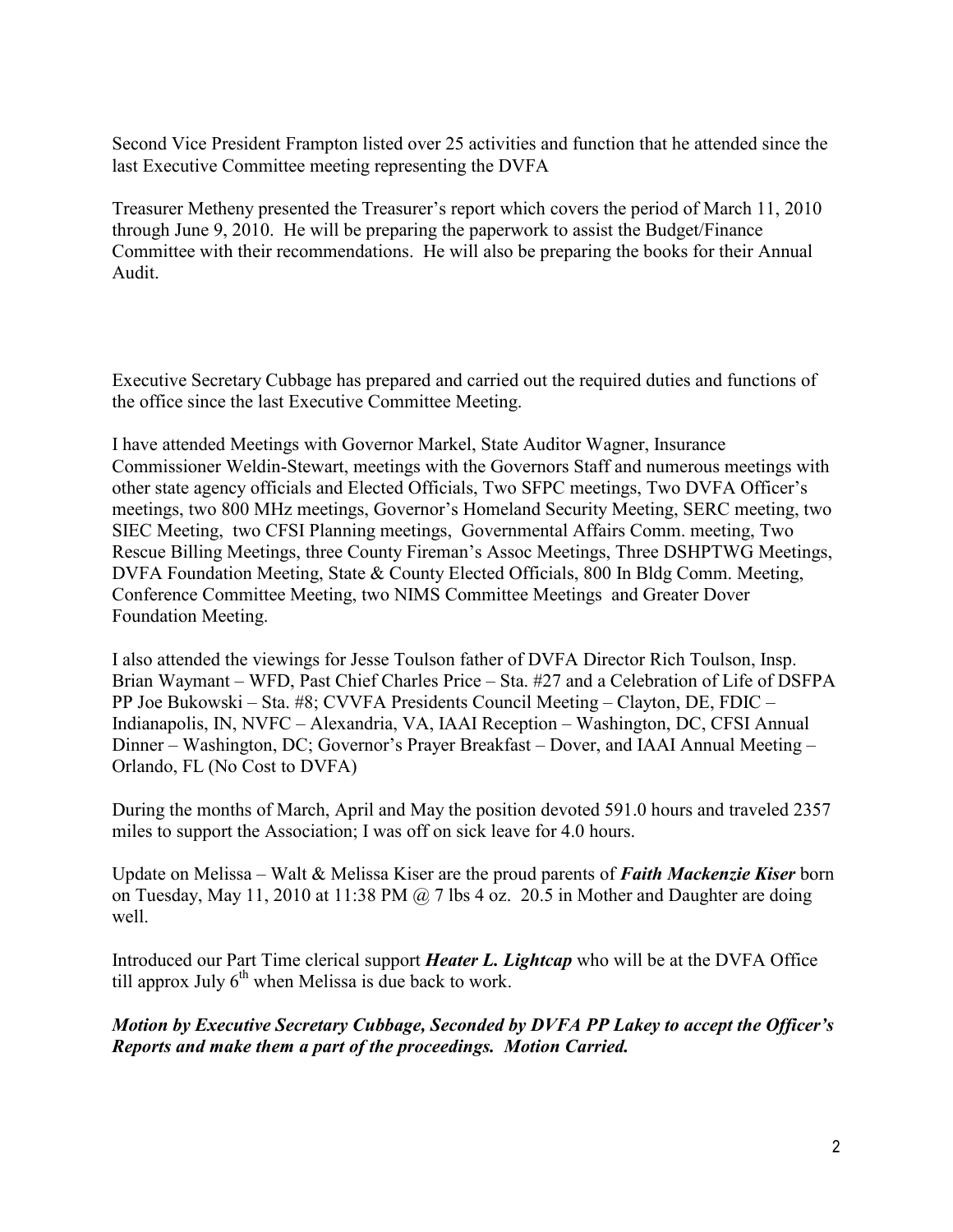Second Vice President Frampton listed over 25 activities and function that he attended since the last Executive Committee meeting representing the DVFA

Treasurer Metheny presented the Treasurer's report which covers the period of March 11, 2010 through June 9, 2010. He will be preparing the paperwork to assist the Budget/Finance Committee with their recommendations. He will also be preparing the books for their Annual Audit.

Executive Secretary Cubbage has prepared and carried out the required duties and functions of the office since the last Executive Committee Meeting.

I have attended Meetings with Governor Markel, State Auditor Wagner, Insurance Commissioner Weldin-Stewart, meetings with the Governors Staff and numerous meetings with other state agency officials and Elected Officials, Two SFPC meetings, Two DVFA Officer's meetings, two 800 MHz meetings, Governor's Homeland Security Meeting, SERC meeting, two SIEC Meeting, two CFSI Planning meetings, Governmental Affairs Comm. meeting, Two Rescue Billing Meetings, three County Fireman's Assoc Meetings, Three DSHPTWG Meetings, DVFA Foundation Meeting, State & County Elected Officials, 800 In Bldg Comm. Meeting, Conference Committee Meeting, two NIMS Committee Meetings and Greater Dover Foundation Meeting.

I also attended the viewings for Jesse Toulson father of DVFA Director Rich Toulson, Insp. Brian Waymant – WFD, Past Chief Charles Price – Sta. #27 and a Celebration of Life of DSFPA PP Joe Bukowski – Sta. #8; CVVFA Presidents Council Meeting – Clayton, DE, FDIC – Indianapolis, IN, NVFC – Alexandria, VA, IAAI Reception – Washington, DC, CFSI Annual Dinner – Washington, DC; Governor's Prayer Breakfast – Dover, and IAAI Annual Meeting – Orlando, FL (No Cost to DVFA)

During the months of March, April and May the position devoted 591.0 hours and traveled 2357 miles to support the Association; I was off on sick leave for 4.0 hours.

Update on Melissa – Walt & Melissa Kiser are the proud parents of ***Faith Mackenzie Kiser*** born on Tuesday, May 11, 2010 at 11:38 PM @ 7 lbs 4 oz. 20.5 in Mother and Daughter are doing well.

Introduced our Part Time clerical support ***Heater L. Lightcap*** who will be at the DVFA Office till approx July 6th when Melissa is due back to work.

***Motion by Executive Secretary Cubbage, Seconded by DVFA PP Lakey to accept the Officer's Reports and make them a part of the proceedings. Motion Carried.***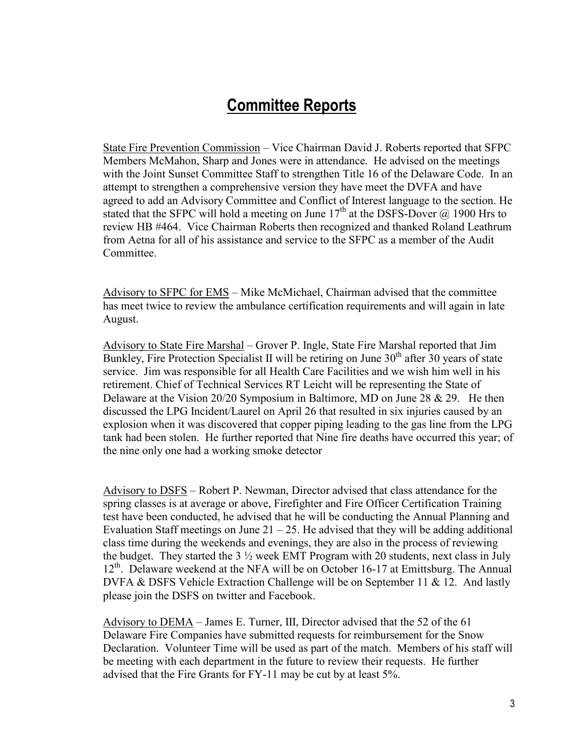# Committee Reports

State Fire Prevention Commission – Vice Chairman David J. Roberts reported that SFPC Members McMahon, Sharp and Jones were in attendance. He advised on the meetings with the Joint Sunset Committee Staff to strengthen Title 16 of the Delaware Code. In an attempt to strengthen a comprehensive version they have meet the DVFA and have agreed to add an Advisory Committee and Conflict of Interest language to the section. He stated that the SFPC will hold a meeting on June 17th at the DSFS-Dover @ 1900 Hrs to review HB #464. Vice Chairman Roberts then recognized and thanked Roland Leathrum from Aetna for all of his assistance and service to the SFPC as a member of the Audit Committee.

Advisory to SFPC for EMS – Mike McMichael, Chairman advised that the committee has meet twice to review the ambulance certification requirements and will again in late August.

Advisory to State Fire Marshal – Grover P. Ingle, State Fire Marshal reported that Jim Bunkley, Fire Protection Specialist II will be retiring on June 30th after 30 years of state service. Jim was responsible for all Health Care Facilities and we wish him well in his retirement. Chief of Technical Services RT Leicht will be representing the State of Delaware at the Vision 20/20 Symposium in Baltimore, MD on June 28 & 29. He then discussed the LPG Incident/Laurel on April 26 that resulted in six injuries caused by an explosion when it was discovered that copper piping leading to the gas line from the LPG tank had been stolen. He further reported that Nine fire deaths have occurred this year; of the nine only one had a working smoke detector

Advisory to DSFS – Robert P. Newman, Director advised that class attendance for the spring classes is at average or above, Firefighter and Fire Officer Certification Training test have been conducted, he advised that he will be conducting the Annual Planning and Evaluation Staff meetings on June 21 – 25. He advised that they will be adding additional class time during the weekends and evenings, they are also in the process of reviewing the budget. They started the 3 ½ week EMT Program with 20 students, next class in July 12th. Delaware weekend at the NFA will be on October 16-17 at Emittsburg. The Annual DVFA & DSFS Vehicle Extraction Challenge will be on September 11 & 12. And lastly please join the DSFS on twitter and Facebook.

Advisory to DEMA – James E. Turner, III, Director advised that the 52 of the 61 Delaware Fire Companies have submitted requests for reimbursement for the Snow Declaration. Volunteer Time will be used as part of the match. Members of his staff will be meeting with each department in the future to review their requests. He further advised that the Fire Grants for FY-11 may be cut by at least 5%.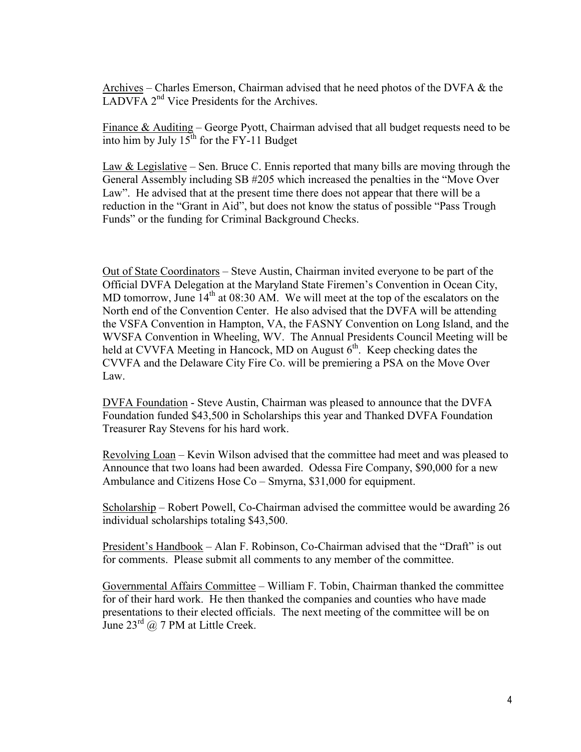Archives – Charles Emerson, Chairman advised that he need photos of the DVFA & the LADVFA 2nd Vice Presidents for the Archives.

Finance & Auditing – George Pyott, Chairman advised that all budget requests need to be into him by July 15th for the FY-11 Budget

Law & Legislative – Sen. Bruce C. Ennis reported that many bills are moving through the General Assembly including SB #205 which increased the penalties in the "Move Over Law". He advised that at the present time there does not appear that there will be a reduction in the "Grant in Aid", but does not know the status of possible "Pass Trough Funds" or the funding for Criminal Background Checks.

Out of State Coordinators – Steve Austin, Chairman invited everyone to be part of the Official DVFA Delegation at the Maryland State Firemen's Convention in Ocean City, MD tomorrow, June 14th at 08:30 AM. We will meet at the top of the escalators on the North end of the Convention Center. He also advised that the DVFA will be attending the VSFA Convention in Hampton, VA, the FASNY Convention on Long Island, and the WVSFA Convention in Wheeling, WV. The Annual Presidents Council Meeting will be held at CVVFA Meeting in Hancock, MD on August 6th. Keep checking dates the CVVFA and the Delaware City Fire Co. will be premiering a PSA on the Move Over Law.

DVFA Foundation - Steve Austin, Chairman was pleased to announce that the DVFA Foundation funded $43,500 in Scholarships this year and Thanked DVFA Foundation Treasurer Ray Stevens for his hard work.

Revolving Loan – Kevin Wilson advised that the committee had meet and was pleased to Announce that two loans had been awarded. Odessa Fire Company, $90,000 for a new Ambulance and Citizens Hose Co – Smyrna, $31,000 for equipment.

Scholarship – Robert Powell, Co-Chairman advised the committee would be awarding 26 individual scholarships totaling $43,500.

President's Handbook – Alan F. Robinson, Co-Chairman advised that the "Draft" is out for comments. Please submit all comments to any member of the committee.

Governmental Affairs Committee – William F. Tobin, Chairman thanked the committee for of their hard work. He then thanked the companies and counties who have made presentations to their elected officials. The next meeting of the committee will be on June 23rd @ 7 PM at Little Creek.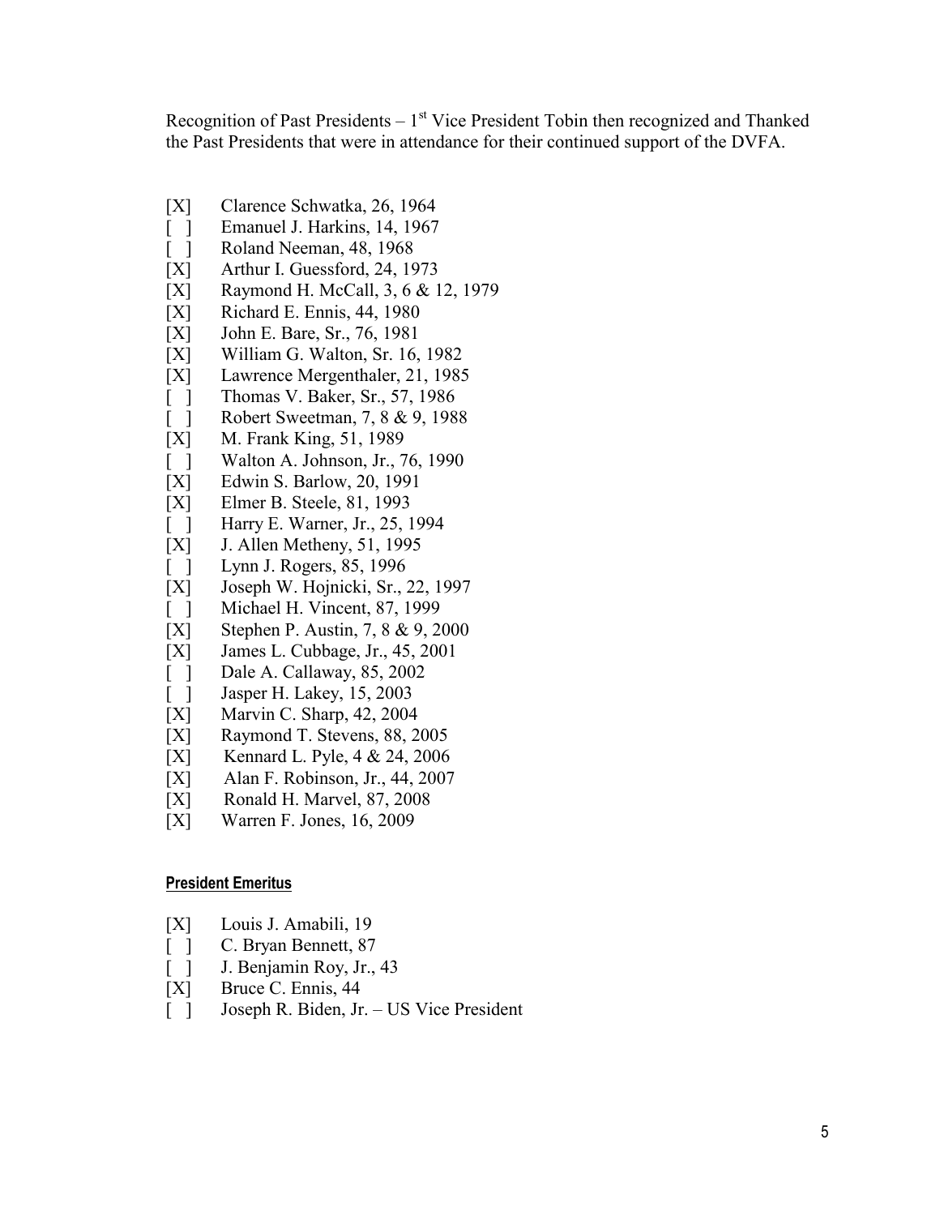Recognition of Past Presidents – 1st Vice President Tobin then recognized and Thanked the Past Presidents that were in attendance for their continued support of the DVFA.

[X] Clarence Schwatka, 26, 1964
[ ] Emanuel J. Harkins, 14, 1967
[ ] Roland Neeman, 48, 1968
[X] Arthur I. Guessford, 24, 1973
[X] Raymond H. McCall, 3, 6 & 12, 1979
[X] Richard E. Ennis, 44, 1980
[X] John E. Bare, Sr., 76, 1981
[X] William G. Walton, Sr. 16, 1982
[X] Lawrence Mergenthaler, 21, 1985
[ ] Thomas V. Baker, Sr., 57, 1986
[ ] Robert Sweetman, 7, 8 & 9, 1988
[X] M. Frank King, 51, 1989
[ ] Walton A. Johnson, Jr., 76, 1990
[X] Edwin S. Barlow, 20, 1991
[X] Elmer B. Steele, 81, 1993
[ ] Harry E. Warner, Jr., 25, 1994
[X] J. Allen Metheny, 51, 1995
[ ] Lynn J. Rogers, 85, 1996
[X] Joseph W. Hojnicki, Sr., 22, 1997
[ ] Michael H. Vincent, 87, 1999
[X] Stephen P. Austin, 7, 8 & 9, 2000
[X] James L. Cubbage, Jr., 45, 2001
[ ] Dale A. Callaway, 85, 2002
[ ] Jasper H. Lakey, 15, 2003
[X] Marvin C. Sharp, 42, 2004
[X] Raymond T. Stevens, 88, 2005
[X] Kennard L. Pyle, 4 & 24, 2006
[X] Alan F. Robinson, Jr., 44, 2007
[X] Ronald H. Marvel, 87, 2008
[X] Warren F. Jones, 16, 2009

**President Emeritus**

[X] Louis J. Amabili, 19
[ ] C. Bryan Bennett, 87
[ ] J. Benjamin Roy, Jr., 43
[X] Bruce C. Ennis, 44
[ ] Joseph R. Biden, Jr. – US Vice President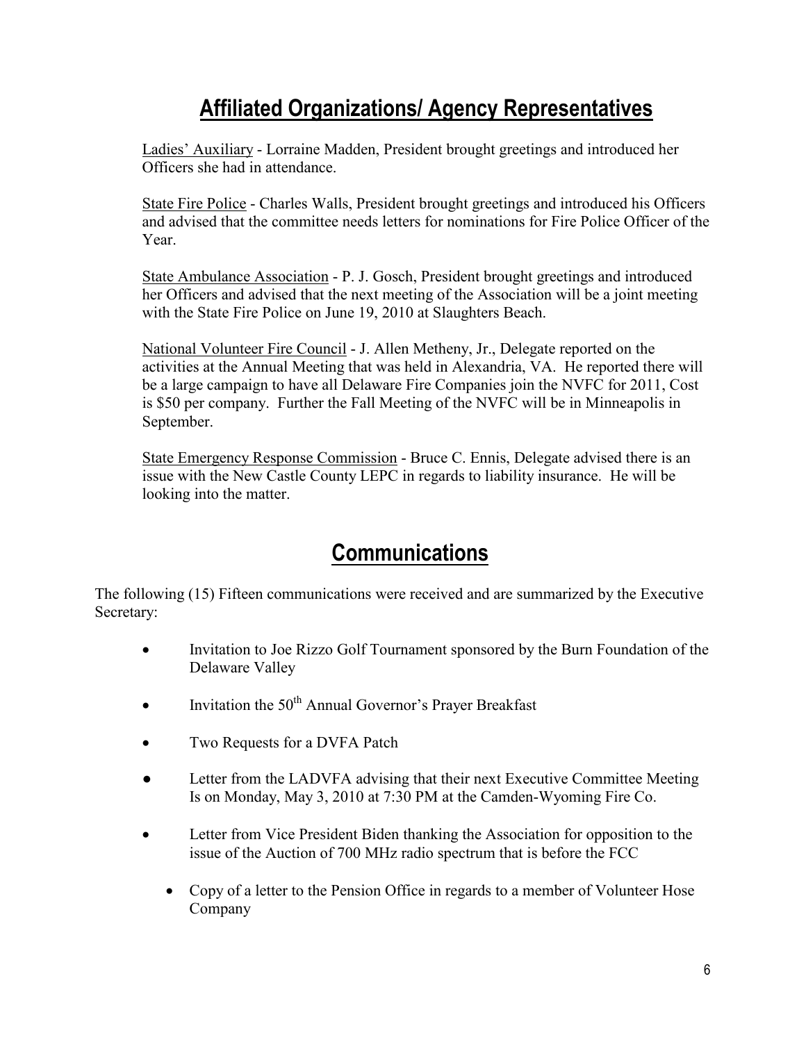## Affiliated Organizations/ Agency Representatives

Ladies' Auxiliary - Lorraine Madden, President brought greetings and introduced her Officers she had in attendance.

State Fire Police - Charles Walls, President brought greetings and introduced his Officers and advised that the committee needs letters for nominations for Fire Police Officer of the Year.

State Ambulance Association - P. J. Gosch, President brought greetings and introduced her Officers and advised that the next meeting of the Association will be a joint meeting with the State Fire Police on June 19, 2010 at Slaughters Beach.

National Volunteer Fire Council - J. Allen Metheny, Jr., Delegate reported on the activities at the Annual Meeting that was held in Alexandria, VA. He reported there will be a large campaign to have all Delaware Fire Companies join the NVFC for 2011, Cost is $50 per company. Further the Fall Meeting of the NVFC will be in Minneapolis in September.

State Emergency Response Commission - Bruce C. Ennis, Delegate advised there is an issue with the New Castle County LEPC in regards to liability insurance. He will be looking into the matter.

## Communications

The following (15) Fifteen communications were received and are summarized by the Executive Secretary:

- Invitation to Joe Rizzo Golf Tournament sponsored by the Burn Foundation of the Delaware Valley
- Invitation the 50th Annual Governor's Prayer Breakfast
- Two Requests for a DVFA Patch
- Letter from the LADVFA advising that their next Executive Committee Meeting Is on Monday, May 3, 2010 at 7:30 PM at the Camden-Wyoming Fire Co.
- Letter from Vice President Biden thanking the Association for opposition to the issue of the Auction of 700 MHz radio spectrum that is before the FCC
- Copy of a letter to the Pension Office in regards to a member of Volunteer Hose Company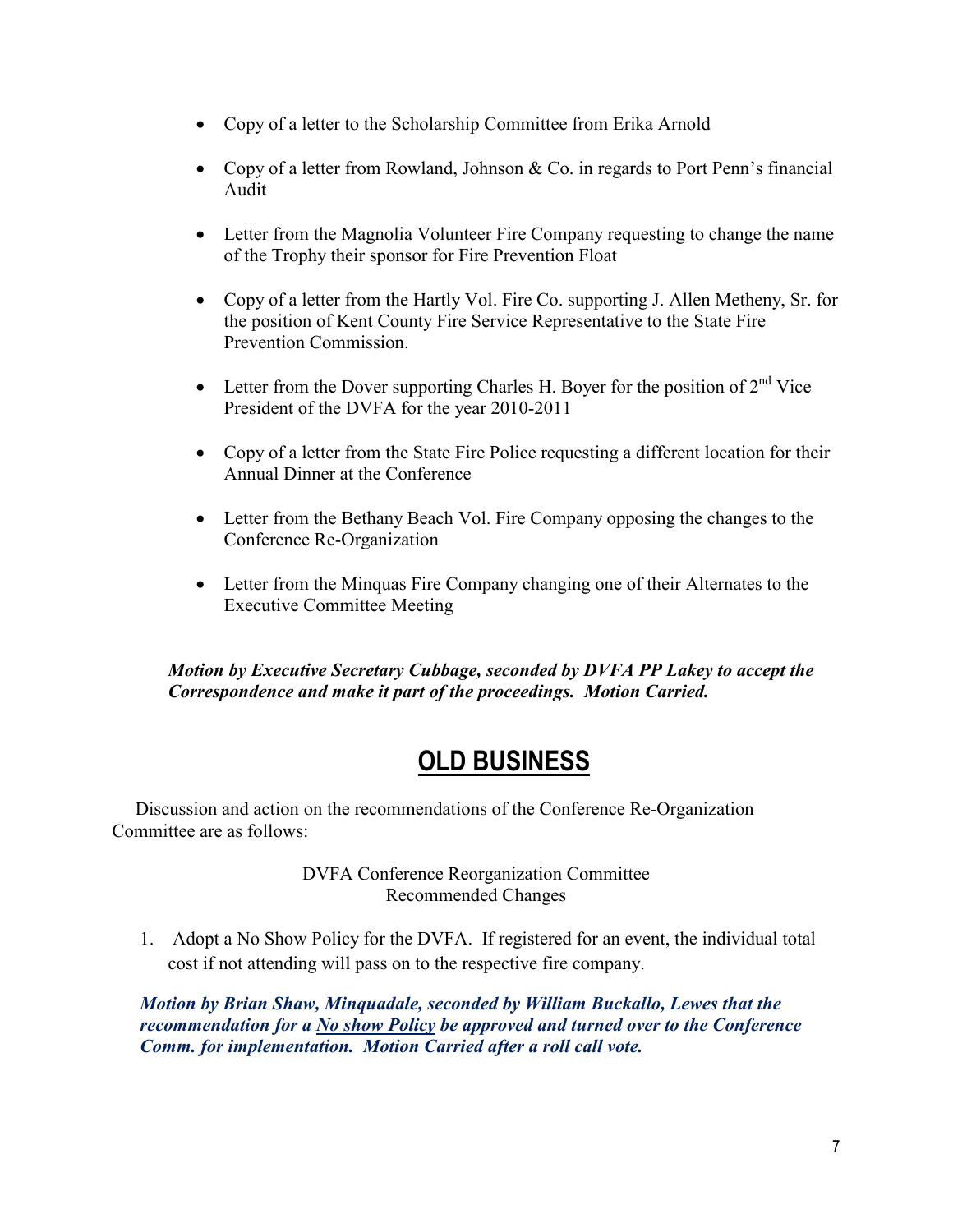- Copy of a letter to the Scholarship Committee from Erika Arnold

- Copy of a letter from Rowland, Johnson & Co. in regards to Port Penn's financial Audit

- Letter from the Magnolia Volunteer Fire Company requesting to change the name of the Trophy their sponsor for Fire Prevention Float

- Copy of a letter from the Hartly Vol. Fire Co. supporting J. Allen Metheny, Sr. for the position of Kent County Fire Service Representative to the State Fire Prevention Commission.

- Letter from the Dover supporting Charles H. Boyer for the position of 2nd Vice President of the DVFA for the year 2010-2011

- Copy of a letter from the State Fire Police requesting a different location for their Annual Dinner at the Conference

- Letter from the Bethany Beach Vol. Fire Company opposing the changes to the Conference Re-Organization

- Letter from the Minquas Fire Company changing one of their Alternates to the Executive Committee Meeting

***Motion by Executive Secretary Cubbage, seconded by DVFA PP Lakey to accept the Correspondence and make it part of the proceedings. Motion Carried.***

# OLD BUSINESS

Discussion and action on the recommendations of the Conference Re-Organization Committee are as follows:

DVFA Conference Reorganization Committee
Recommended Changes

1. Adopt a No Show Policy for the DVFA. If registered for an event, the individual total cost if not attending will pass on to the respective fire company.

***Motion by Brian Shaw, Minquadale, seconded by William Buckallo, Lewes that the recommendation for a No show Policy be approved and turned over to the Conference Comm. for implementation. Motion Carried after a roll call vote.***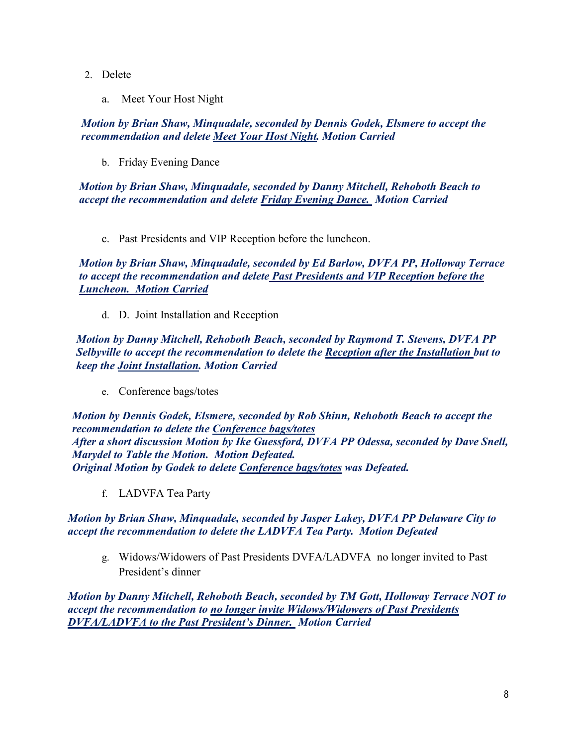2. Delete

   a. Meet Your Host Night

***Motion by Brian Shaw, Minquadale, seconded by Dennis Godek, Elsmere to accept the recommendation and delete <u>Meet Your Host Night</u>. Motion Carried***

   b. Friday Evening Dance

***Motion by Brian Shaw, Minquadale, seconded by Danny Mitchell, Rehoboth Beach to accept the recommendation and delete <u>Friday Evening Dance.</u> Motion Carried***

   c. Past Presidents and VIP Reception before the luncheon.

***Motion by Brian Shaw, Minquadale, seconded by Ed Barlow, DVFA PP, Holloway Terrace to accept the recommendation and delete <u>Past Presidents and VIP Reception before the Luncheon. Motion Carried</u>***

   d. D. Joint Installation and Reception

***Motion by Danny Mitchell, Rehoboth Beach, seconded by Raymond T. Stevens, DVFA PP Selbyville to accept the recommendation to delete the <u>Reception after the Installation</u> but to keep the <u>Joint Installation</u>. Motion Carried***

   e. Conference bags/totes

***Motion by Dennis Godek, Elsmere, seconded by Rob Shinn, Rehoboth Beach to accept the recommendation to delete the <u>Conference bags/totes</u>***
***After a short discussion Motion by Ike Guessford, DVFA PP Odessa, seconded by Dave Snell, Marydel to Table the Motion. Motion Defeated.***
***Original Motion by Godek to delete <u>Conference bags/totes</u> was Defeated.***

   f. LADVFA Tea Party

***Motion by Brian Shaw, Minquadale, seconded by Jasper Lakey, DVFA PP Delaware City to accept the recommendation to delete the LADVFA Tea Party. Motion Defeated***

   g. Widows/Widowers of Past Presidents DVFA/LADVFA no longer invited to Past President's dinner

***Motion by Danny Mitchell, Rehoboth Beach, seconded by TM Gott, Holloway Terrace NOT to accept the recommendation to <u>no longer invite Widows/Widowers of Past Presidents DVFA/LADVFA to the Past President's Dinner.</u> Motion Carried***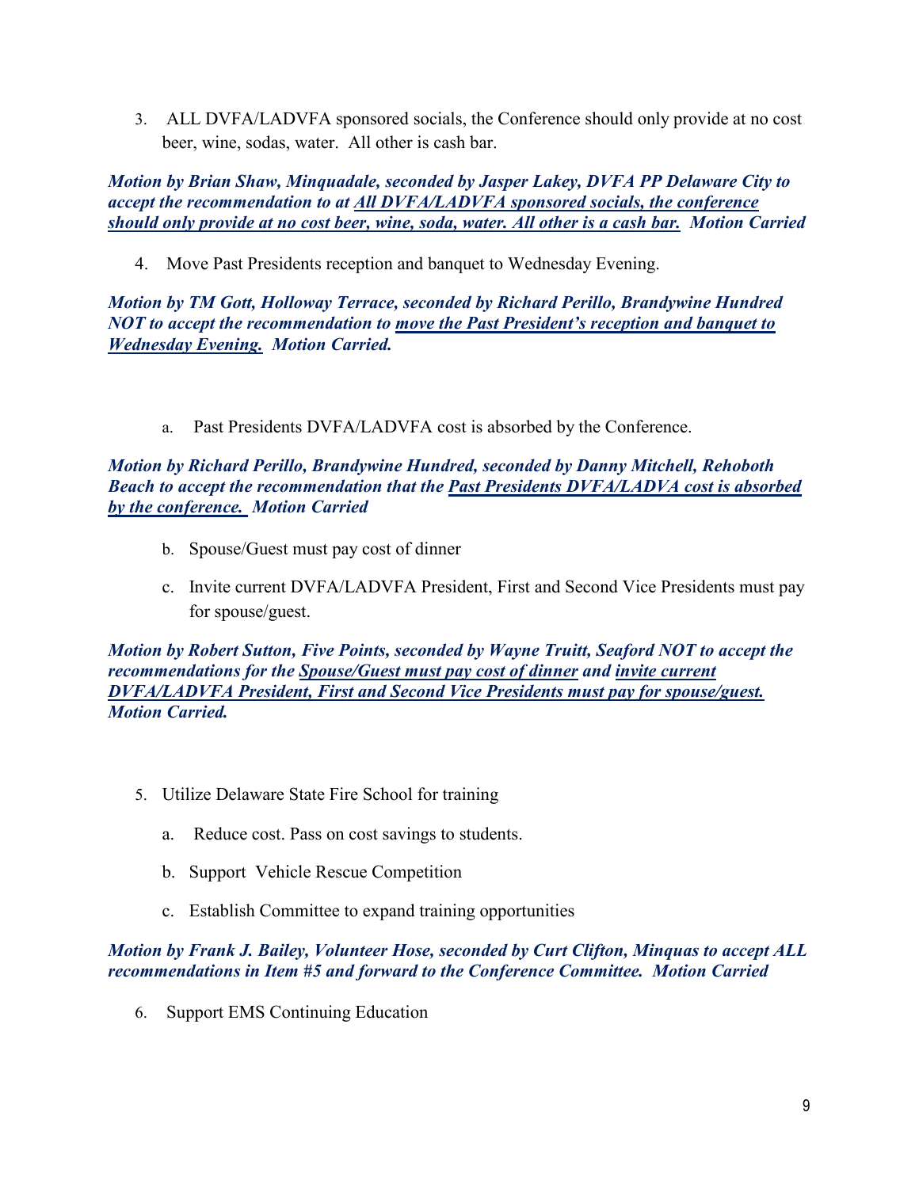3. ALL DVFA/LADVFA sponsored socials, the Conference should only provide at no cost beer, wine, sodas, water. All other is cash bar.

***Motion by Brian Shaw, Minquadale, seconded by Jasper Lakey, DVFA PP Delaware City to accept the recommendation to at <u>All DVFA/LADVFA sponsored socials, the conference should only provide at no cost beer, wine, soda, water. All other is a cash bar.</u> Motion Carried***

4. Move Past Presidents reception and banquet to Wednesday Evening.

***Motion by TM Gott, Holloway Terrace, seconded by Richard Perillo, Brandywine Hundred NOT to accept the recommendation to <u>move the Past President's reception and banquet to Wednesday Evening.</u> Motion Carried.***

   a. Past Presidents DVFA/LADVFA cost is absorbed by the Conference.

***Motion by Richard Perillo, Brandywine Hundred, seconded by Danny Mitchell, Rehoboth Beach to accept the recommendation that the <u>Past Presidents DVFA/LADVA cost is absorbed by the conference.</u> Motion Carried***

   b. Spouse/Guest must pay cost of dinner

   c. Invite current DVFA/LADVFA President, First and Second Vice Presidents must pay for spouse/guest.

***Motion by Robert Sutton, Five Points, seconded by Wayne Truitt, Seaford NOT to accept the recommendations for the <u>Spouse/Guest must pay cost of dinner</u> and <u>invite current DVFA/LADVFA President, First and Second Vice Presidents must pay for spouse/guest.</u> Motion Carried.***

5. Utilize Delaware State Fire School for training

   a. Reduce cost. Pass on cost savings to students.

   b. Support Vehicle Rescue Competition

   c. Establish Committee to expand training opportunities

***Motion by Frank J. Bailey, Volunteer Hose, seconded by Curt Clifton, Minquas to accept ALL recommendations in Item #5 and forward to the Conference Committee. Motion Carried***

6. Support EMS Continuing Education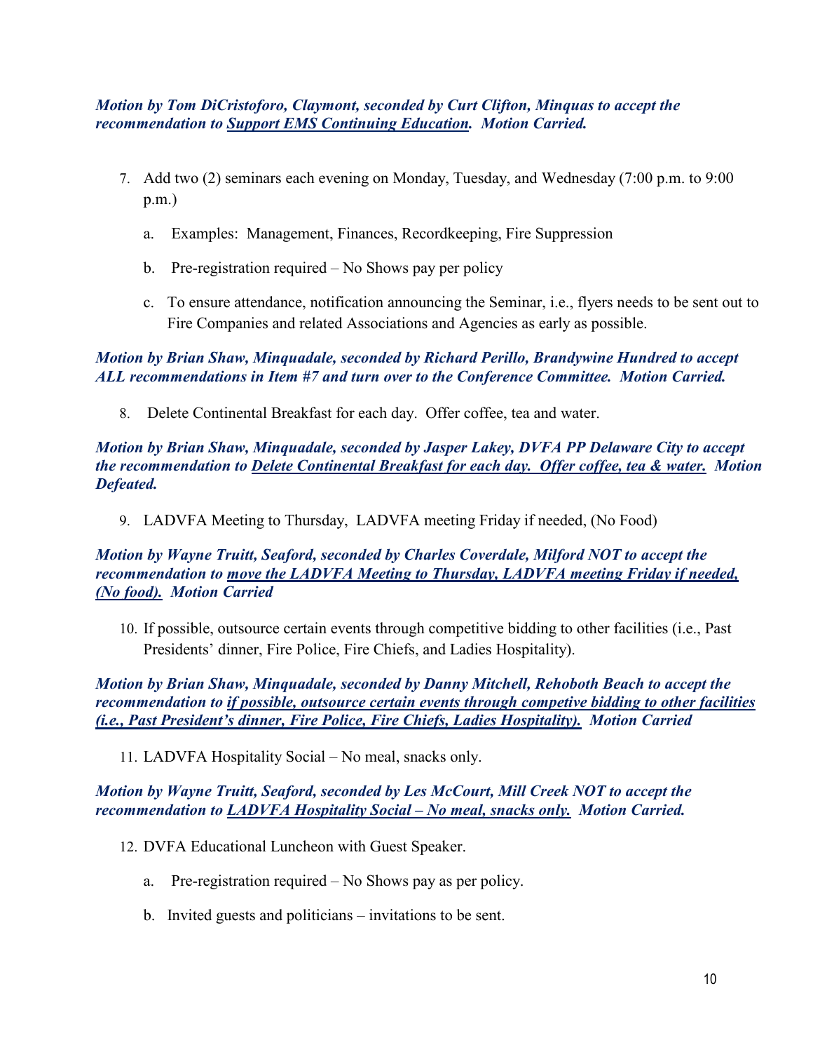***Motion by Tom DiCristoforo, Claymont, seconded by Curt Clifton, Minquas to accept the recommendation to <u>Support EMS Continuing Education</u>. Motion Carried.***

7. Add two (2) seminars each evening on Monday, Tuesday, and Wednesday (7:00 p.m. to 9:00 p.m.)

   a. Examples: Management, Finances, Recordkeeping, Fire Suppression

   b. Pre-registration required – No Shows pay per policy

   c. To ensure attendance, notification announcing the Seminar, i.e., flyers needs to be sent out to Fire Companies and related Associations and Agencies as early as possible.

***Motion by Brian Shaw, Minquadale, seconded by Richard Perillo, Brandywine Hundred to accept ALL recommendations in Item #7 and turn over to the Conference Committee. Motion Carried.***

8. Delete Continental Breakfast for each day. Offer coffee, tea and water.

***Motion by Brian Shaw, Minquadale, seconded by Jasper Lakey, DVFA PP Delaware City to accept the recommendation to <u>Delete Continental Breakfast for each day. Offer coffee, tea & water.</u> Motion Defeated.***

9. LADVFA Meeting to Thursday, LADVFA meeting Friday if needed, (No Food)

***Motion by Wayne Truitt, Seaford, seconded by Charles Coverdale, Milford NOT to accept the recommendation to <u>move the LADVFA Meeting to Thursday, LADVFA meeting Friday if needed, (No food).</u> Motion Carried***

10. If possible, outsource certain events through competitive bidding to other facilities (i.e., Past Presidents' dinner, Fire Police, Fire Chiefs, and Ladies Hospitality).

***Motion by Brian Shaw, Minquadale, seconded by Danny Mitchell, Rehoboth Beach to accept the recommendation to <u>if possible, outsource certain events through competive bidding to other facilities (i.e., Past President's dinner, Fire Police, Fire Chiefs, Ladies Hospitality).</u> Motion Carried***

11. LADVFA Hospitality Social – No meal, snacks only.

***Motion by Wayne Truitt, Seaford, seconded by Les McCourt, Mill Creek NOT to accept the recommendation to <u>LADVFA Hospitality Social – No meal, snacks only.</u> Motion Carried.***

12. DVFA Educational Luncheon with Guest Speaker.

    a. Pre-registration required – No Shows pay as per policy.

    b. Invited guests and politicians – invitations to be sent.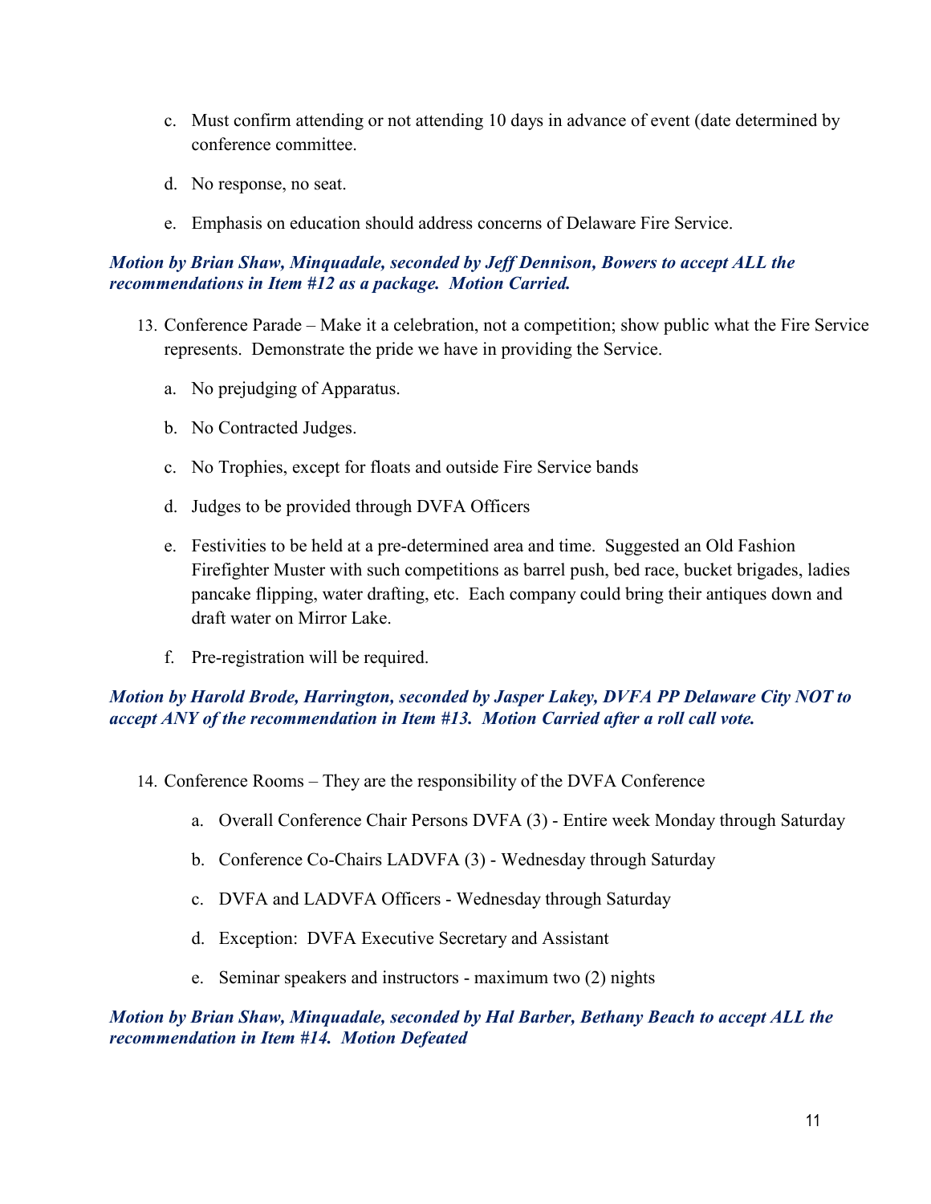c. Must confirm attending or not attending 10 days in advance of event (date determined by conference committee.

d. No response, no seat.

e. Emphasis on education should address concerns of Delaware Fire Service.

***Motion by Brian Shaw, Minquadale, seconded by Jeff Dennison, Bowers to accept ALL the recommendations in Item #12 as a package. Motion Carried.***

13. Conference Parade – Make it a celebration, not a competition; show public what the Fire Service represents. Demonstrate the pride we have in providing the Service.

    a. No prejudging of Apparatus.

    b. No Contracted Judges.

    c. No Trophies, except for floats and outside Fire Service bands

    d. Judges to be provided through DVFA Officers

    e. Festivities to be held at a pre-determined area and time. Suggested an Old Fashion Firefighter Muster with such competitions as barrel push, bed race, bucket brigades, ladies pancake flipping, water drafting, etc. Each company could bring their antiques down and draft water on Mirror Lake.

    f. Pre-registration will be required.

***Motion by Harold Brode, Harrington, seconded by Jasper Lakey, DVFA PP Delaware City NOT to accept ANY of the recommendation in Item #13. Motion Carried after a roll call vote.***

14. Conference Rooms – They are the responsibility of the DVFA Conference

    a. Overall Conference Chair Persons DVFA (3) - Entire week Monday through Saturday

    b. Conference Co-Chairs LADVFA (3) - Wednesday through Saturday

    c. DVFA and LADVFA Officers - Wednesday through Saturday

    d. Exception: DVFA Executive Secretary and Assistant

    e. Seminar speakers and instructors - maximum two (2) nights

***Motion by Brian Shaw, Minquadale, seconded by Hal Barber, Bethany Beach to accept ALL the recommendation in Item #14. Motion Defeated***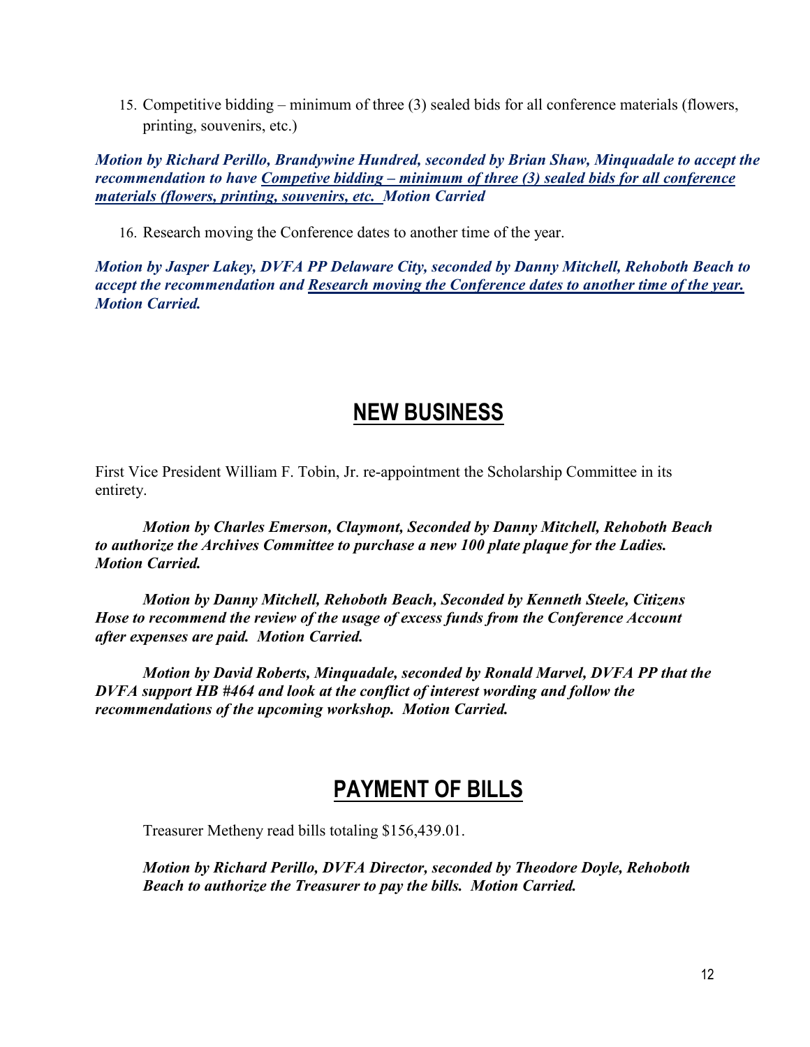15. Competitive bidding – minimum of three (3) sealed bids for all conference materials (flowers, printing, souvenirs, etc.)

***Motion by Richard Perillo, Brandywine Hundred, seconded by Brian Shaw, Minquadale to accept the recommendation to have <u>Competive bidding – minimum of three (3) sealed bids for all conference materials (flowers, printing, souvenirs, etc.</u> Motion Carried***

16. Research moving the Conference dates to another time of the year.

***Motion by Jasper Lakey, DVFA PP Delaware City, seconded by Danny Mitchell, Rehoboth Beach to accept the recommendation and <u>Research moving the Conference dates to another time of the year.</u> Motion Carried.***

## NEW BUSINESS

First Vice President William F. Tobin, Jr. re-appointment the Scholarship Committee in its entirety.

***Motion by Charles Emerson, Claymont, Seconded by Danny Mitchell, Rehoboth Beach to authorize the Archives Committee to purchase a new 100 plate plaque for the Ladies. Motion Carried.***

***Motion by Danny Mitchell, Rehoboth Beach, Seconded by Kenneth Steele, Citizens Hose to recommend the review of the usage of excess funds from the Conference Account after expenses are paid. Motion Carried.***

***Motion by David Roberts, Minquadale, seconded by Ronald Marvel, DVFA PP that the DVFA support HB #464 and look at the conflict of interest wording and follow the recommendations of the upcoming workshop. Motion Carried.***

## PAYMENT OF BILLS

Treasurer Metheny read bills totaling $156,439.01.

***Motion by Richard Perillo, DVFA Director, seconded by Theodore Doyle, Rehoboth Beach to authorize the Treasurer to pay the bills. Motion Carried.***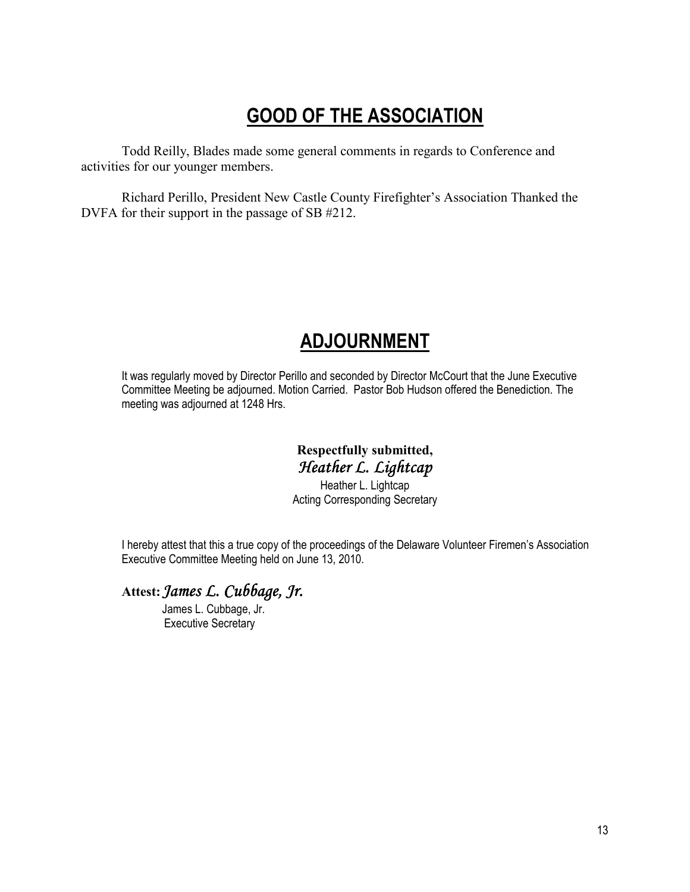# GOOD OF THE ASSOCIATION

Todd Reilly, Blades made some general comments in regards to Conference and activities for our younger members.

Richard Perillo, President New Castle County Firefighter's Association Thanked the DVFA for their support in the passage of SB #212.

# ADJOURNMENT

It was regularly moved by Director Perillo and seconded by Director McCourt that the June Executive Committee Meeting be adjourned. Motion Carried. Pastor Bob Hudson offered the Benediction. The meeting was adjourned at 1248 Hrs.

**Respectfully submitted,**
*Heather L. Lightcap*
Heather L. Lightcap
Acting Corresponding Secretary

I hereby attest that this a true copy of the proceedings of the Delaware Volunteer Firemen's Association Executive Committee Meeting held on June 13, 2010.

**Attest:** *James L. Cubbage, Jr.*
James L. Cubbage, Jr.
Executive Secretary